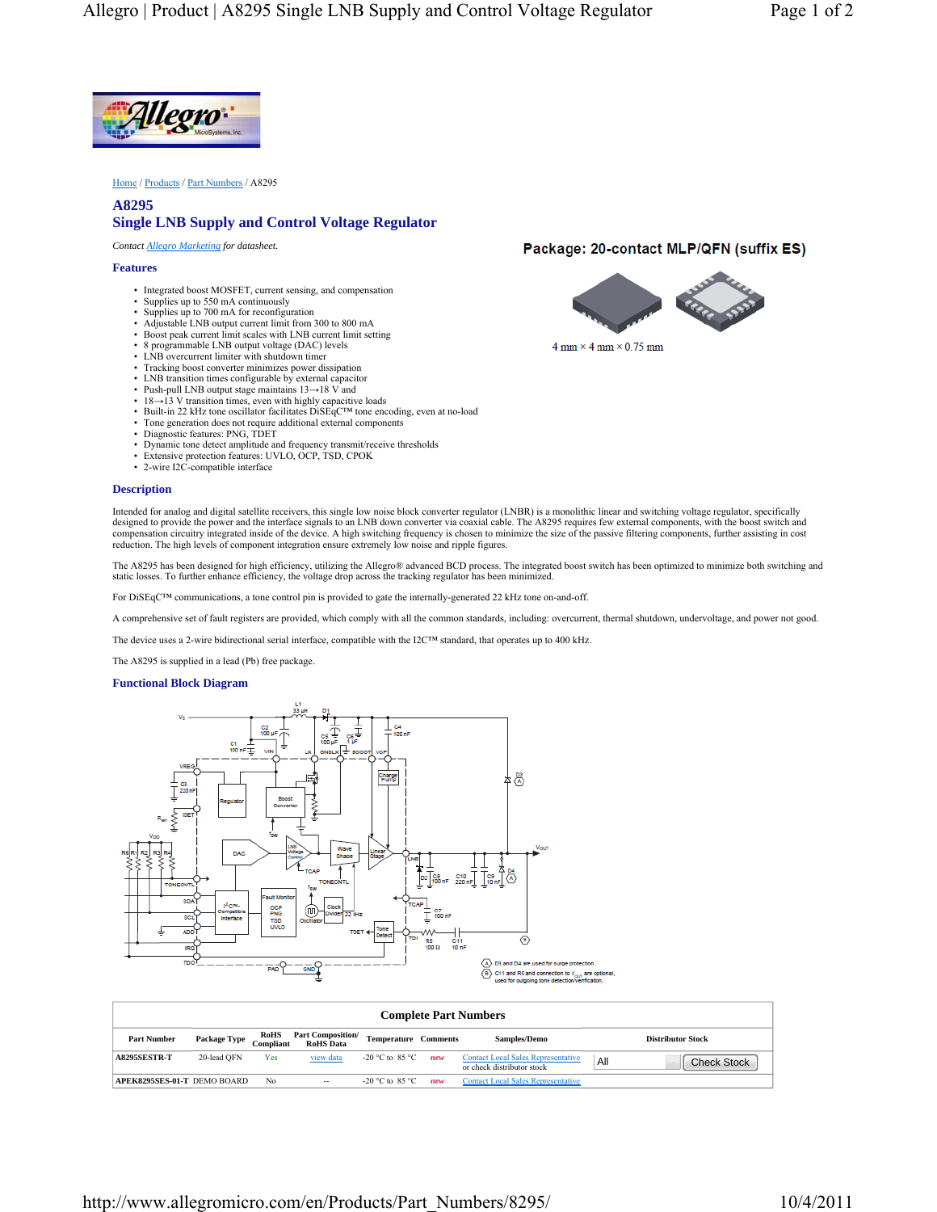Home / Products / Part Numbers / A8295

# A8295
# Single LNB Supply and Control Voltage Regulator

*Contact Allegro Marketing for datasheet.*

**Package: 20-contact MLP/QFN (suffix ES)**

4 mm × 4 mm × 0.75 mm

## Features

- Integrated boost MOSFET, current sensing, and compensation
- Supplies up to 550 mA continuously
- Supplies up to 700 mA for reconfiguration
- Adjustable LNB output current limit from 300 to 800 mA
- Boost peak current limit scales with LNB current limit setting
- 8 programmable LNB output voltage (DAC) levels
- LNB overcurrent limiter with shutdown timer
- Tracking boost converter minimizes power dissipation
- LNB transition times configurable by external capacitor
- Push-pull LNB output stage maintains 13→18 V and
- 18→13 V transition times, even with highly capacitive loads
- Built-in 22 kHz tone oscillator facilitates DiSEqC™ tone encoding, even at no-load
- Tone generation does not require additional external components
- Diagnostic features: PNG, TDET
- Dynamic tone detect amplitude and frequency transmit/receive thresholds
- Extensive protection features: UVLO, OCP, TSD, CPOK
- 2-wire I2C-compatible interface

## Description

Intended for analog and digital satellite receivers, this single low noise block converter regulator (LNBR) is a monolithic linear and switching voltage regulator, specifically designed to provide the power and the interface signals to an LNB down converter via coaxial cable. The A8295 requires few external components, with the boost switch and compensation circuitry integrated inside of the device. A high switching frequency is chosen to minimize the size of the passive filtering components, further assisting in cost reduction. The high levels of component integration ensure extremely low noise and ripple figures.

The A8295 has been designed for high efficiency, utilizing the Allegro® advanced BCD process. The integrated boost switch has been optimized to minimize both switching and static losses. To further enhance efficiency, the voltage drop across the tracking regulator has been minimized.

For DiSEqC™ communications, a tone control pin is provided to gate the internally-generated 22 kHz tone on-and-off.

A comprehensive set of fault registers are provided, which comply with all the common standards, including: overcurrent, thermal shutdown, undervoltage, and power not good.

The device uses a 2-wire bidirectional serial interface, compatible with the I2C™ standard, that operates up to 400 kHz.

The A8295 is supplied in a lead (Pb) free package.

## Functional Block Diagram

(A) D3 and D4 are used for surge protection.
(B) C11 and R5 and connection to $V_{OUT}$ are optional, used for outgoing tone detection/verification.

**Complete Part Numbers**

| Part Number | Package Type | RoHS Compliant | Part Composition/ RoHS Data | Temperature | Comments | Samples/Demo | Distributor Stock |
|---|---|---|---|---|---|---|---|
| A8295SESTR-T | 20-lead QFN | Yes | view data | -20 °C to 85 °C | new | Contact Local Sales Representative or check distributor stock | All / Check Stock |
| APEK8295SES-01-T | DEMO BOARD | No | -- | -20 °C to 85 °C | new | Contact Local Sales Representative | |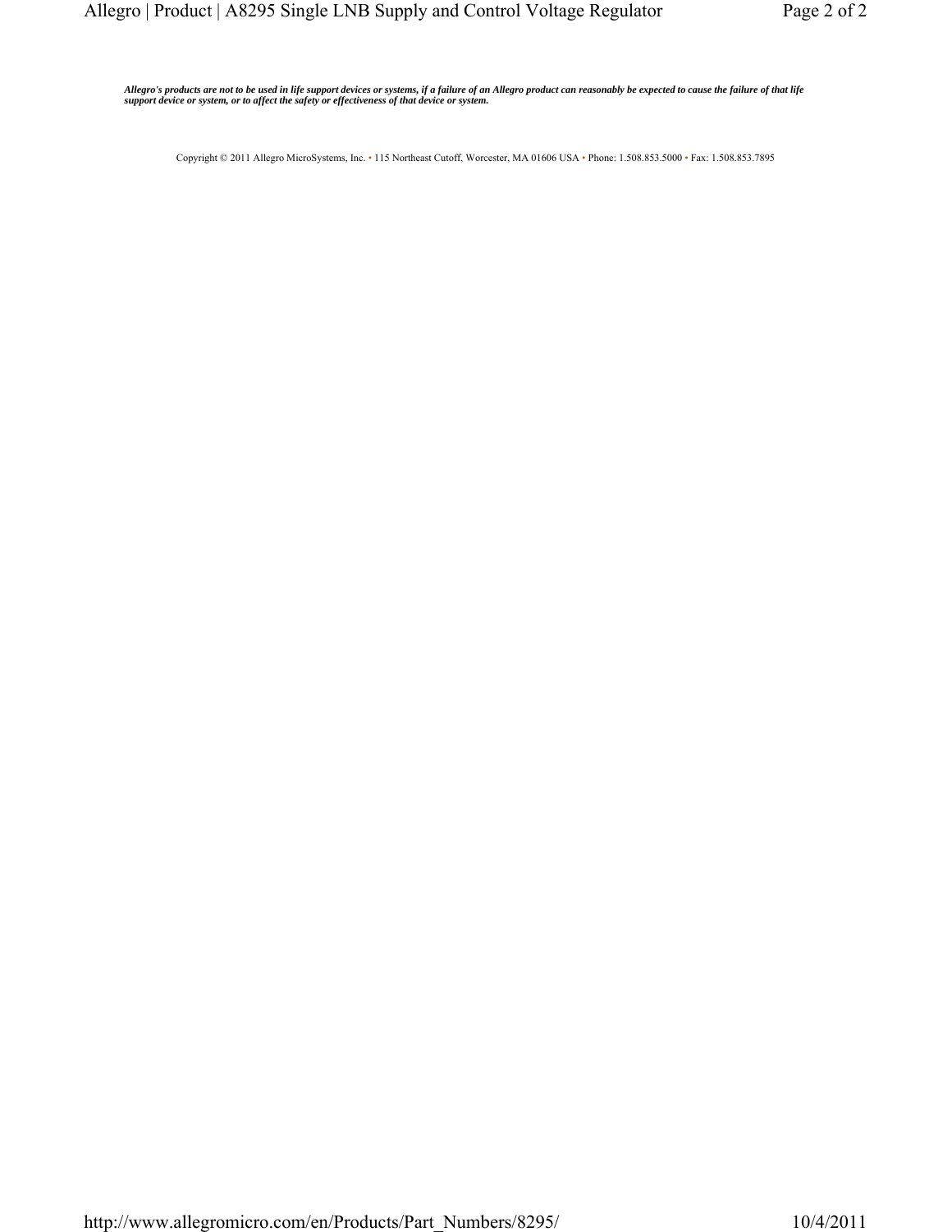*Allegro's products are not to be used in life support devices or systems, if a failure of an Allegro product can reasonably be expected to cause the failure of that life support device or system, or to affect the safety or effectiveness of that device or system.*

Copyright © 2011 Allegro MicroSystems, Inc. • 115 Northeast Cutoff, Worcester, MA 01606 USA • Phone: 1.508.853.5000 • Fax: 1.508.853.7895